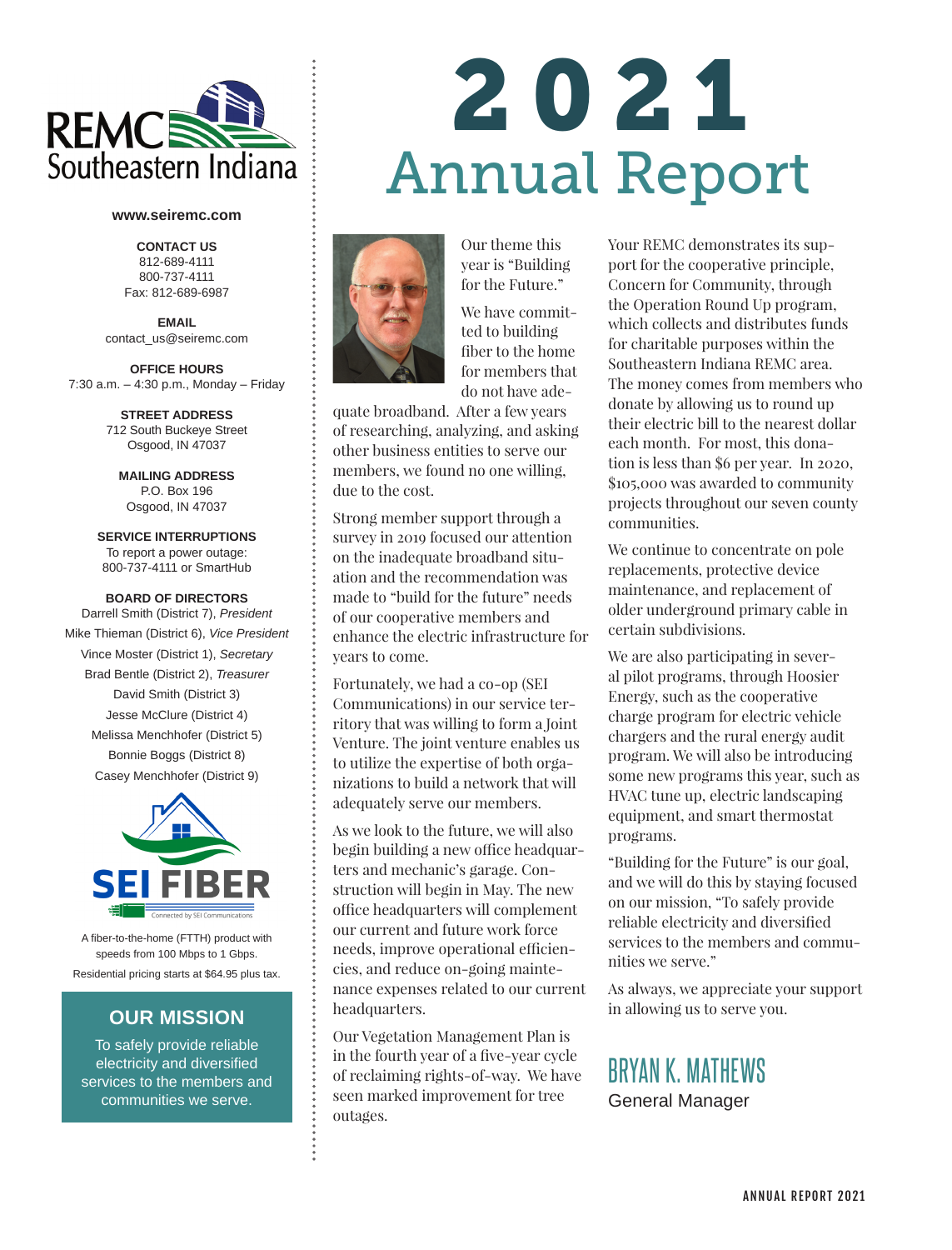# 2021 Annual Report

REMC Southeastern Indiana

**www.seiremc.com**

**CONTACT US**
812-689-4111
800-737-4111
Fax: 812-689-6987

**EMAIL**
contact_us@seiremc.com

**OFFICE HOURS**
7:30 a.m. – 4:30 p.m., Monday – Friday

**STREET ADDRESS**
712 South Buckeye Street
Osgood, IN 47037

**MAILING ADDRESS**
P.O. Box 196
Osgood, IN 47037

**SERVICE INTERRUPTIONS**
To report a power outage:
800-737-4111 or SmartHub

**BOARD OF DIRECTORS**
Darrell Smith (District 7), *President*
Mike Thieman (District 6), *Vice President*
Vince Moster (District 1), *Secretary*
Brad Bentle (District 2), *Treasurer*
David Smith (District 3)
Jesse McClure (District 4)
Melissa Menchhofer (District 5)
Bonnie Boggs (District 8)
Casey Menchhofer (District 9)

SEI FIBER
Connected by SEI Communications

A fiber-to-the-home (FTTH) product with speeds from 100 Mbps to 1 Gbps.
Residential pricing starts at $64.95 plus tax.

## OUR MISSION

To safely provide reliable electricity and diversified services to the members and communities we serve.

---

Our theme this year is "Building for the Future."

We have committed to building fiber to the home for members that do not have adequate broadband. After a few years of researching, analyzing, and asking other business entities to serve our members, we found no one willing, due to the cost.

Strong member support through a survey in 2019 focused our attention on the inadequate broadband situation and the recommendation was made to "build for the future" needs of our cooperative members and enhance the electric infrastructure for years to come.

Fortunately, we had a co-op (SEI Communications) in our service territory that was willing to form a Joint Venture. The joint venture enables us to utilize the expertise of both organizations to build a network that will adequately serve our members.

As we look to the future, we will also begin building a new office headquarters and mechanic's garage. Construction will begin in May. The new office headquarters will complement our current and future work force needs, improve operational efficiencies, and reduce on-going maintenance expenses related to our current headquarters.

Our Vegetation Management Plan is in the fourth year of a five-year cycle of reclaiming rights-of-way. We have seen marked improvement for tree outages.

Your REMC demonstrates its support for the cooperative principle, Concern for Community, through the Operation Round Up program, which collects and distributes funds for charitable purposes within the Southeastern Indiana REMC area. The money comes from members who donate by allowing us to round up their electric bill to the nearest dollar each month. For most, this donation is less than $6 per year. In 2020, $105,000 was awarded to community projects throughout our seven county communities.

We continue to concentrate on pole replacements, protective device maintenance, and replacement of older underground primary cable in certain subdivisions.

We are also participating in several pilot programs, through Hoosier Energy, such as the cooperative charge program for electric vehicle chargers and the rural energy audit program. We will also be introducing some new programs this year, such as HVAC tune up, electric landscaping equipment, and smart thermostat programs.

"Building for the Future" is our goal, and we will do this by staying focused on our mission, "To safely provide reliable electricity and diversified services to the members and communities we serve."

As always, we appreciate your support in allowing us to serve you.

BRYAN K. MATHEWS
General Manager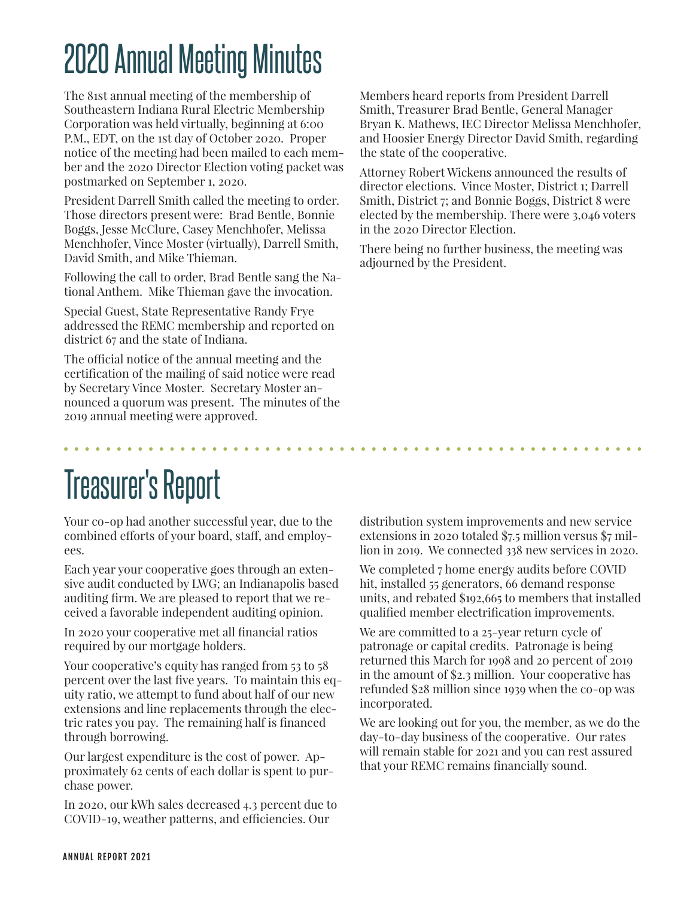# 2020 Annual Meeting Minutes

The 81st annual meeting of the membership of Southeastern Indiana Rural Electric Membership Corporation was held virtually, beginning at 6:00 P.M., EDT, on the 1st day of October 2020. Proper notice of the meeting had been mailed to each member and the 2020 Director Election voting packet was postmarked on September 1, 2020.

President Darrell Smith called the meeting to order. Those directors present were: Brad Bentle, Bonnie Boggs, Jesse McClure, Casey Menchhofer, Melissa Menchhofer, Vince Moster (virtually), Darrell Smith, David Smith, and Mike Thieman.

Following the call to order, Brad Bentle sang the National Anthem. Mike Thieman gave the invocation.

Special Guest, State Representative Randy Frye addressed the REMC membership and reported on district 67 and the state of Indiana.

The official notice of the annual meeting and the certification of the mailing of said notice were read by Secretary Vince Moster. Secretary Moster announced a quorum was present. The minutes of the 2019 annual meeting were approved.

Members heard reports from President Darrell Smith, Treasurer Brad Bentle, General Manager Bryan K. Mathews, IEC Director Melissa Menchhofer, and Hoosier Energy Director David Smith, regarding the state of the cooperative.

Attorney Robert Wickens announced the results of director elections. Vince Moster, District 1; Darrell Smith, District 7; and Bonnie Boggs, District 8 were elected by the membership. There were 3,046 voters in the 2020 Director Election.

There being no further business, the meeting was adjourned by the President.

# Treasurer's Report

Your co-op had another successful year, due to the combined efforts of your board, staff, and employees.

Each year your cooperative goes through an extensive audit conducted by LWG; an Indianapolis based auditing firm. We are pleased to report that we received a favorable independent auditing opinion.

In 2020 your cooperative met all financial ratios required by our mortgage holders.

Your cooperative's equity has ranged from 53 to 58 percent over the last five years. To maintain this equity ratio, we attempt to fund about half of our new extensions and line replacements through the electric rates you pay. The remaining half is financed through borrowing.

Our largest expenditure is the cost of power. Approximately 62 cents of each dollar is spent to purchase power.

In 2020, our kWh sales decreased 4.3 percent due to COVID-19, weather patterns, and efficiencies. Our distribution system improvements and new service extensions in 2020 totaled $7.5 million versus $7 million in 2019. We connected 338 new services in 2020.

We completed 7 home energy audits before COVID hit, installed 55 generators, 66 demand response units, and rebated $192,665 to members that installed qualified member electrification improvements.

We are committed to a 25-year return cycle of patronage or capital credits. Patronage is being returned this March for 1998 and 20 percent of 2019 in the amount of $2.3 million. Your cooperative has refunded $28 million since 1939 when the co-op was incorporated.

We are looking out for you, the member, as we do the day-to-day business of the cooperative. Our rates will remain stable for 2021 and you can rest assured that your REMC remains financially sound.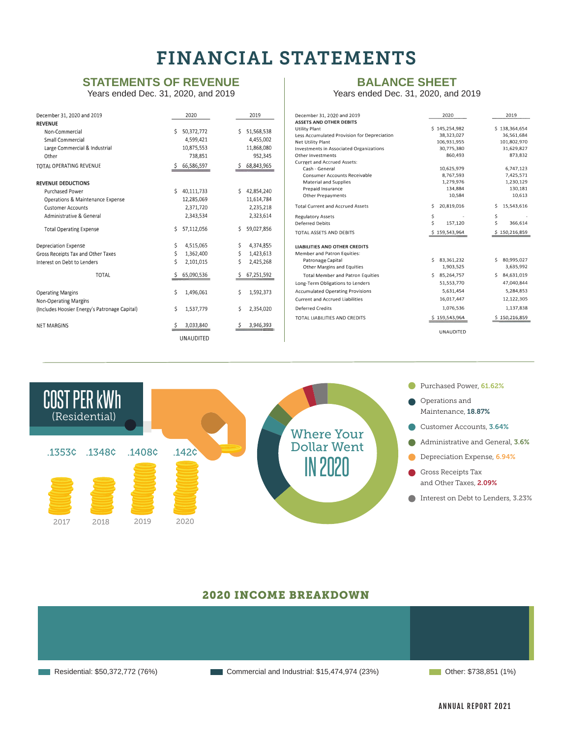# FINANCIAL STATEMENTS

## STATEMENTS OF REVENUE

Years ended Dec. 31, 2020, and 2019

| December 31, 2020 and 2019 | 2020 | 2019 |
|---|---|---|
| **REVENUE** | | |
| Non-Commercial | $ 50,372,772 | $ 51,568,538 |
| Small Commercial | 4,599,421 | 4,455,002 |
| Large Commercial & Industrial | 10,875,553 | 11,868,080 |
| Other | 738,851 | 952,345 |
| TOTAL OPERATING REVENUE | $ 66,586,597 | $ 68,843,965 |
| **REVENUE DEDUCTIONS** | | |
| Purchased Power | $ 40,111,733 | $ 42,854,240 |
| Operations & Maintenance Expense | 12,285,069 | 11,614,784 |
| Customer Accounts | 2,371,720 | 2,235,218 |
| Administrative & General | 2,343,534 | 2,323,614 |
| Total Operating Expense | $ 57,112,056 | $ 59,027,856 |
| Depreciation Expense | $ 4,515,065 | $ 4,374,855 |
| Gross Receipts Tax and Other Taxes | $ 1,362,400 | $ 1,423,613 |
| Interest on Debt to Lenders | $ 2,101,015 | $ 2,425,268 |
| TOTAL | $ 65,090,536 | $ 67,251,592 |
| Operating Margins | $ 1,496,061 | $ 1,592,373 |
| Non-Operating Margins (Includes Hoosier Energy's Patronage Capital) | $ 1,537,779 | $ 2,354,020 |
| NET MARGINS | $ 3,033,840 | $ 3,946,393 |
| | UNAUDITED | |

## BALANCE SHEET

Years ended Dec. 31, 2020, and 2019

| December 31, 2020 and 2019 | 2020 | 2019 |
|---|---|---|
| **ASSETS AND OTHER DEBITS** | | |
| Utility Plant | $ 145,254,982 | $ 138,364,654 |
| Less Accumulated Provision for Depreciation | 38,323,027 | 36,561,684 |
| Net Utility Plant | 106,931,955 | 101,802,970 |
| Investments in Associated Organizations | 30,775,380 | 31,629,827 |
| Other Investments | 860,493 | 873,832 |
| Current and Accrued Assets: | | |
| Cash - General | 10,625,979 | 6,747,123 |
| Consumer Accounts Receivable | 8,767,593 | 7,425,571 |
| Material and Supplies | 1,279,976 | 1,230,129 |
| Prepaid Insurance | 134,884 | 130,181 |
| Other Prepayments | 10,584 | 10,613 |
| Total Current and Accrued Assets | $ 20,819,016 | $ 15,543,616 |
| Regulatory Assets | $ - | $ - |
| Deferred Debits | $ 157,120 | $ 366,614 |
| TOTAL ASSETS AND DEBITS | $ 159,543,964 | $ 150,216,859 |
| **LIABILITIES AND OTHER CREDITS** | | |
| Member and Patron Equities: | | |
| Patronage Capital | $ 83,361,232 | $ 80,995,027 |
| Other Margins and Equities | 1,903,525 | 3,635,992 |
| Total Member and Patron Equities | $ 85,264,757 | $ 84,631,019 |
| Long-Term Obligations to Lenders | 51,553,770 | 47,040,844 |
| Accumulated Operating Provisions | 5,631,454 | 5,284,853 |
| Current and Accrued Liabilities | 16,017,447 | 12,122,305 |
| Deferred Credits | 1,076,536 | 1,137,838 |
| TOTAL LIABILITIES AND CREDITS | $ 159,543,964 | $ 150,216,859 |
| | UNAUDITED | |

## COST PER kWh (Residential)

| 2017 | 2018 | 2019 | 2020 |
|---|---|---|---|
| .1353¢ | .1348¢ | .1408¢ | .142¢ |

## Where Your Dollar Went IN 2020

- Purchased Power, 61.62%
- Operations and Maintenance, 18.87%
- Customer Accounts, 3.64%
- Administrative and General, 3.6%
- Depreciation Expense, 6.94%
- Gross Receipts Tax and Other Taxes, 2.09%
- Interest on Debt to Lenders, 3.23%

## 2020 INCOME BREAKDOWN

- Residential: $50,372,772 (76%)
- Commercial and Industrial: $15,474,974 (23%)
- Other: $738,851 (1%)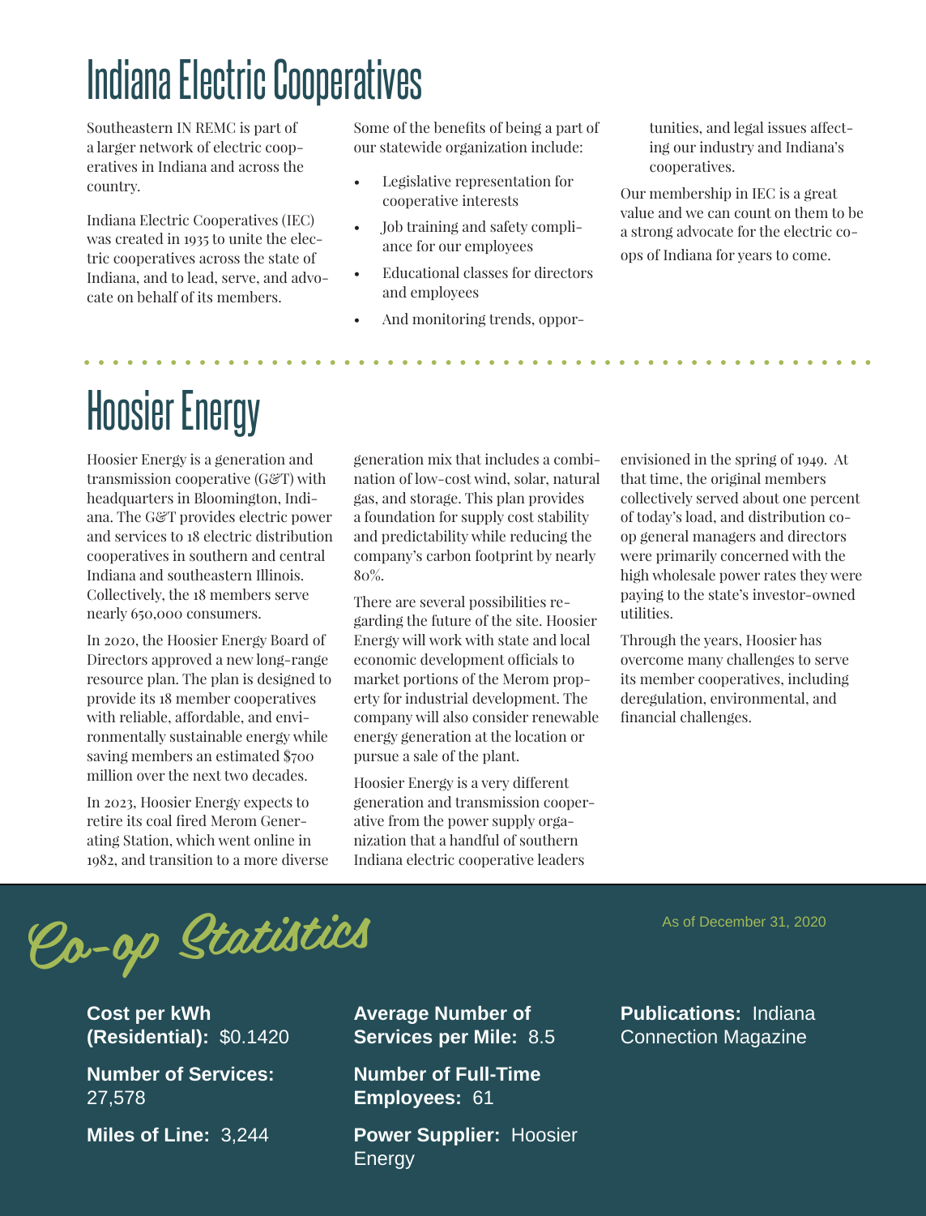# Indiana Electric Cooperatives

Southeastern IN REMC is part of a larger network of electric cooperatives in Indiana and across the country.

Indiana Electric Cooperatives (IEC) was created in 1935 to unite the electric cooperatives across the state of Indiana, and to lead, serve, and advocate on behalf of its members.

Some of the benefits of being a part of our statewide organization include:

- Legislative representation for cooperative interests
- Job training and safety compliance for our employees
- Educational classes for directors and employees
- And monitoring trends, opportunities, and legal issues affecting our industry and Indiana's cooperatives.

Our membership in IEC is a great value and we can count on them to be a strong advocate for the electric co-ops of Indiana for years to come.

# Hoosier Energy

Hoosier Energy is a generation and transmission cooperative (G&T) with headquarters in Bloomington, Indiana. The G&T provides electric power and services to 18 electric distribution cooperatives in southern and central Indiana and southeastern Illinois. Collectively, the 18 members serve nearly 650,000 consumers.

In 2020, the Hoosier Energy Board of Directors approved a new long-range resource plan. The plan is designed to provide its 18 member cooperatives with reliable, affordable, and environmentally sustainable energy while saving members an estimated $700 million over the next two decades.

In 2023, Hoosier Energy expects to retire its coal fired Merom Generating Station, which went online in 1982, and transition to a more diverse generation mix that includes a combination of low-cost wind, solar, natural gas, and storage. This plan provides a foundation for supply cost stability and predictability while reducing the company's carbon footprint by nearly 80%.

There are several possibilities regarding the future of the site. Hoosier Energy will work with state and local economic development officials to market portions of the Merom property for industrial development. The company will also consider renewable energy generation at the location or pursue a sale of the plant.

Hoosier Energy is a very different generation and transmission cooperative from the power supply organization that a handful of southern Indiana electric cooperative leaders envisioned in the spring of 1949. At that time, the original members collectively served about one percent of today's load, and distribution co-op general managers and directors were primarily concerned with the high wholesale power rates they were paying to the state's investor-owned utilities.

Through the years, Hoosier has overcome many challenges to serve its member cooperatives, including deregulation, environmental, and financial challenges.

## Co-op Statistics

As of December 31, 2020

**Cost per kWh (Residential):** $0.1420

**Number of Services:** 27,578

**Miles of Line:** 3,244

**Average Number of Services per Mile:** 8.5

**Number of Full-Time Employees:** 61

**Power Supplier:** Hoosier Energy

**Publications:** Indiana Connection Magazine